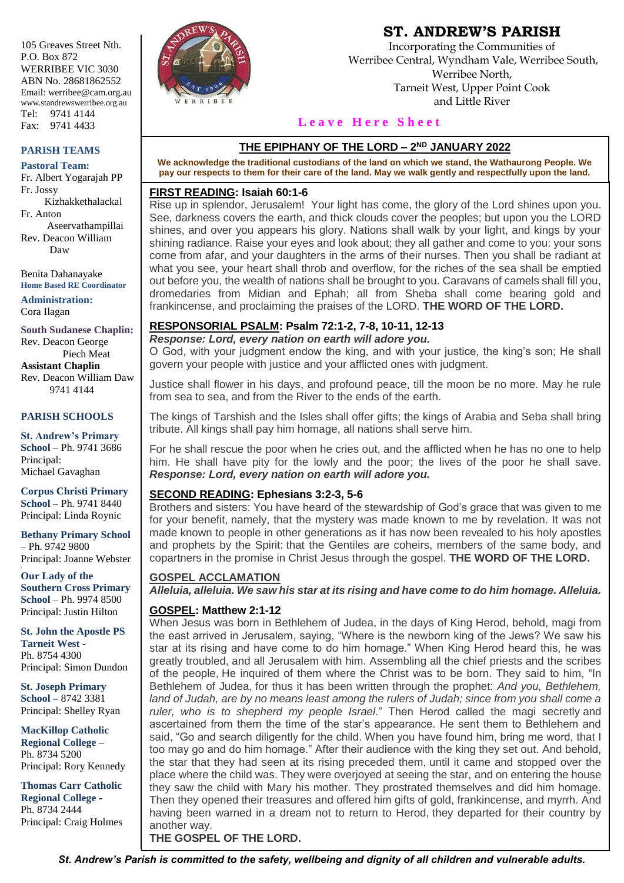105 Greaves Street Nth.
P.O. Box 872
WERRIBEE VIC 3030
ABN No. 28681862552
Email: werribee@cam.org.au
www.standrewswerribee.org.au
Tel: 9741 4144
Fax: 9741 4433

**PARISH TEAMS**

**Pastoral Team:**
Fr. Albert Yogarajah PP
Fr. Jossy Kizhakkethalackal
Fr. Anton Aseervathampillai
Rev. Deacon William Daw

Benita Dahanayake
**Home Based RE Coordinator**

**Administration:**
Cora Ilagan

**South Sudanese Chaplin:**
Rev. Deacon George Piech Meat
**Assistant Chaplin**
Rev. Deacon William Daw
9741 4144

**PARISH SCHOOLS**

**St. Andrew's Primary School** – Ph. 9741 3686
Principal: Michael Gavaghan

**Corpus Christi Primary School** – Ph. 9741 8440
Principal: Linda Roynic

**Bethany Primary School** – Ph. 9742 9800
Principal: Joanne Webster

**Our Lady of the Southern Cross Primary School** – Ph. 9974 8500
Principal: Justin Hilton

**St. John the Apostle PS Tarneit West** -
Ph. 8754 4300
Principal: Simon Dundon

**St. Joseph Primary School** – 8742 3381
Principal: Shelley Ryan

**MacKillop Catholic Regional College** –
Ph. 8734 5200
Principal: Rory Kennedy

**Thomas Carr Catholic Regional College** -
Ph. 8734 2444
Principal: Craig Holmes

# ST. ANDREW'S PARISH

Incorporating the Communities of
Werribee Central, Wyndham Vale, Werribee South,
Werribee North,
Tarneit West, Upper Point Cook
and Little River

**Leave Here Sheet**

## THE EPIPHANY OF THE LORD – 2ND JANUARY 2022

**We acknowledge the traditional custodians of the land on which we stand, the Wathaurong People. We pay our respects to them for their care of the land. May we walk gently and respectfully upon the land.**

### FIRST READING: Isaiah 60:1-6

Rise up in splendor, Jerusalem! Your light has come, the glory of the Lord shines upon you. See, darkness covers the earth, and thick clouds cover the peoples; but upon you the LORD shines, and over you appears his glory. Nations shall walk by your light, and kings by your shining radiance. Raise your eyes and look about; they all gather and come to you: your sons come from afar, and your daughters in the arms of their nurses. Then you shall be radiant at what you see, your heart shall throb and overflow, for the riches of the sea shall be emptied out before you, the wealth of nations shall be brought to you. Caravans of camels shall fill you, dromedaries from Midian and Ephah; all from Sheba shall come bearing gold and frankincense, and proclaiming the praises of the LORD. **THE WORD OF THE LORD.**

### RESPONSORIAL PSALM: Psalm 72:1-2, 7-8, 10-11, 12-13

***Response: Lord, every nation on earth will adore you.***

O God, with your judgment endow the king, and with your justice, the king's son; He shall govern your people with justice and your afflicted ones with judgment.

Justice shall flower in his days, and profound peace, till the moon be no more. May he rule from sea to sea, and from the River to the ends of the earth.

The kings of Tarshish and the Isles shall offer gifts; the kings of Arabia and Seba shall bring tribute. All kings shall pay him homage, all nations shall serve him.

For he shall rescue the poor when he cries out, and the afflicted when he has no one to help him. He shall have pity for the lowly and the poor; the lives of the poor he shall save. ***Response: Lord, every nation on earth will adore you.***

### SECOND READING: Ephesians 3:2-3, 5-6

Brothers and sisters: You have heard of the stewardship of God's grace that was given to me for your benefit, namely, that the mystery was made known to me by revelation. It was not made known to people in other generations as it has now been revealed to his holy apostles and prophets by the Spirit: that the Gentiles are coheirs, members of the same body, and copartners in the promise in Christ Jesus through the gospel. **THE WORD OF THE LORD.**

### GOSPEL ACCLAMATION

***Alleluia, alleluia. We saw his star at its rising and have come to do him homage. Alleluia.***

### GOSPEL: Matthew 2:1-12

When Jesus was born in Bethlehem of Judea, in the days of King Herod, behold, magi from the east arrived in Jerusalem, saying, "Where is the newborn king of the Jews? We saw his star at its rising and have come to do him homage." When King Herod heard this, he was greatly troubled, and all Jerusalem with him. Assembling all the chief priests and the scribes of the people, He inquired of them where the Christ was to be born. They said to him, "In Bethlehem of Judea, for thus it has been written through the prophet: *And you, Bethlehem, land of Judah, are by no means least among the rulers of Judah; since from you shall come a ruler, who is to shepherd my people Israel.*" Then Herod called the magi secretly and ascertained from them the time of the star's appearance. He sent them to Bethlehem and said, "Go and search diligently for the child. When you have found him, bring me word, that I too may go and do him homage." After their audience with the king they set out. And behold, the star that they had seen at its rising preceded them, until it came and stopped over the place where the child was. They were overjoyed at seeing the star, and on entering the house they saw the child with Mary his mother. They prostrated themselves and did him homage. Then they opened their treasures and offered him gifts of gold, frankincense, and myrrh. And having been warned in a dream not to return to Herod, they departed for their country by another way.
**THE GOSPEL OF THE LORD.**

***St. Andrew's Parish is committed to the safety, wellbeing and dignity of all children and vulnerable adults.***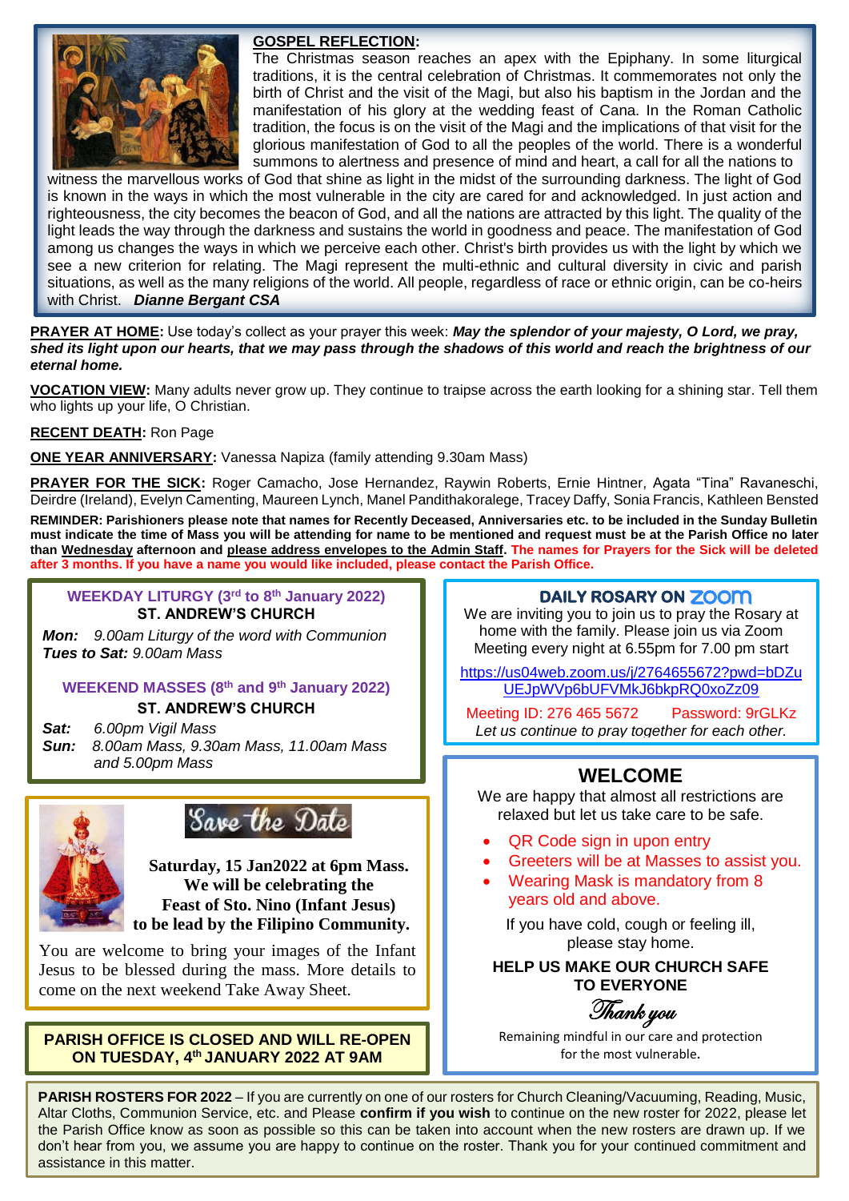**GOSPEL REFLECTION:**
The Christmas season reaches an apex with the Epiphany. In some liturgical traditions, it is the central celebration of Christmas. It commemorates not only the birth of Christ and the visit of the Magi, but also his baptism in the Jordan and the manifestation of his glory at the wedding feast of Cana. In the Roman Catholic tradition, the focus is on the visit of the Magi and the implications of that visit for the glorious manifestation of God to all the peoples of the world. There is a wonderful summons to alertness and presence of mind and heart, a call for all the nations to witness the marvellous works of God that shine as light in the midst of the surrounding darkness. The light of God is known in the ways in which the most vulnerable in the city are cared for and acknowledged. In just action and righteousness, the city becomes the beacon of God, and all the nations are attracted by this light. The quality of the light leads the way through the darkness and sustains the world in goodness and peace. The manifestation of God among us changes the ways in which we perceive each other. Christ's birth provides us with the light by which we see a new criterion for relating. The Magi represent the multi-ethnic and cultural diversity in civic and parish situations, as well as the many religions of the world. All people, regardless of race or ethnic origin, can be co-heirs with Christ. ***Dianne Bergant CSA***

**PRAYER AT HOME:** Use today's collect as your prayer this week: ***May the splendor of your majesty, O Lord, we pray, shed its light upon our hearts, that we may pass through the shadows of this world and reach the brightness of our eternal home.***

**VOCATION VIEW:** Many adults never grow up. They continue to traipse across the earth looking for a shining star. Tell them who lights up your life, O Christian.

**RECENT DEATH:** Ron Page

**ONE YEAR ANNIVERSARY:** Vanessa Napiza (family attending 9.30am Mass)

**PRAYER FOR THE SICK:** Roger Camacho, Jose Hernandez, Raywin Roberts, Ernie Hintner, Agata "Tina" Ravaneschi, Deirdre (Ireland), Evelyn Camenting, Maureen Lynch, Manel Pandithakoralege, Tracey Daffy, Sonia Francis, Kathleen Bensted

**REMINDER: Parishioners please note that names for Recently Deceased, Anniversaries etc. to be included in the Sunday Bulletin must indicate the time of Mass you will be attending for name to be mentioned and request must be at the Parish Office no later than Wednesday afternoon and please address envelopes to the Admin Staff. The names for Prayers for the Sick will be deleted after 3 months. If you have a name you would like included, please contact the Parish Office.**

**WEEKDAY LITURGY (3rd to 8th January 2022)**
**ST. ANDREW'S CHURCH**

***Mon:*** *9.00am Liturgy of the word with Communion*
***Tues to Sat:*** *9.00am Mass*

**WEEKEND MASSES (8th and 9th January 2022)**
**ST. ANDREW'S CHURCH**

***Sat:*** *6.00pm Vigil Mass*
***Sun:*** *8.00am Mass, 9.30am Mass, 11.00am Mass and 5.00pm Mass*

**Save the Date**

**Saturday, 15 Jan2022 at 6pm Mass. We will be celebrating the Feast of Sto. Nino (Infant Jesus) to be lead by the Filipino Community.**

You are welcome to bring your images of the Infant Jesus to be blessed during the mass. More details to come on the next weekend Take Away Sheet.

**PARISH OFFICE IS CLOSED AND WILL RE-OPEN ON TUESDAY, 4th JANUARY 2022 AT 9AM**

**DAILY ROSARY ON ZOOM**

We are inviting you to join us to pray the Rosary at home with the family. Please join us via Zoom Meeting every night at 6.55pm for 7.00 pm start

https://us04web.zoom.us/j/2764655672?pwd=bDZuUEJpWVp6bUFVMkJ6bkpRQ0xoZz09

Meeting ID: 276 465 5672 Password: 9rGLKz

*Let us continue to pray together for each other.*

## WELCOME

We are happy that almost all restrictions are relaxed but let us take care to be safe.

- QR Code sign in upon entry
- Greeters will be at Masses to assist you.
- Wearing Mask is mandatory from 8 years old and above.

If you have cold, cough or feeling ill, please stay home.

**HELP US MAKE OUR CHURCH SAFE TO EVERYONE**

*Thank you*

Remaining mindful in our care and protection for the most vulnerable.

**PARISH ROSTERS FOR 2022** – If you are currently on one of our rosters for Church Cleaning/Vacuuming, Reading, Music, Altar Cloths, Communion Service, etc. and Please **confirm if you wish** to continue on the new roster for 2022, please let the Parish Office know as soon as possible so this can be taken into account when the new rosters are drawn up. If we don't hear from you, we assume you are happy to continue on the roster. Thank you for your continued commitment and assistance in this matter.